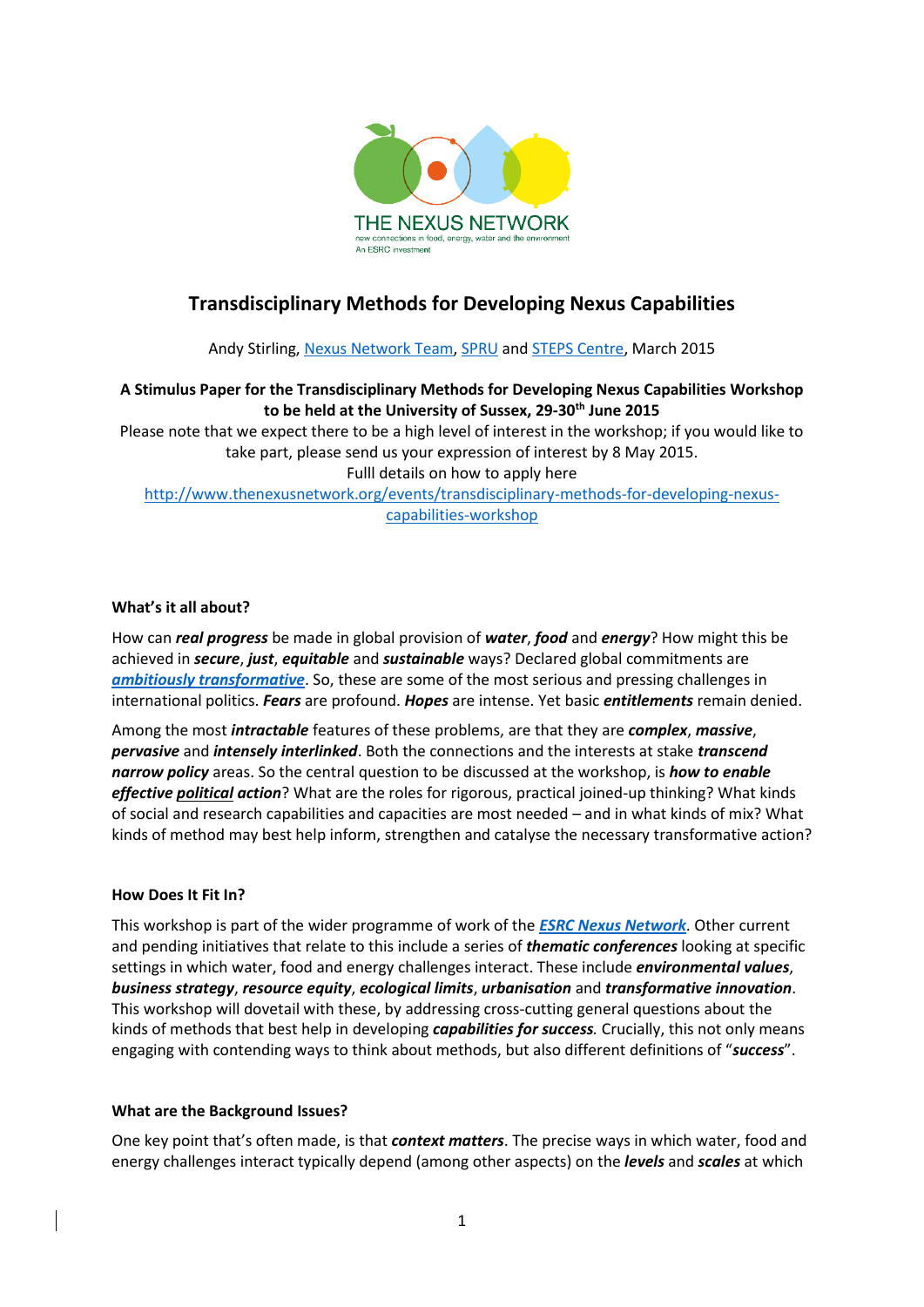THE NEXUS NETWORK
new connections in food, energy, water and the environment
An ESRC investment

# Transdisciplinary Methods for Developing Nexus Capabilities

Andy Stirling, Nexus Network Team, SPRU and STEPS Centre, March 2015

**A Stimulus Paper for the Transdisciplinary Methods for Developing Nexus Capabilities Workshop to be held at the University of Sussex, 29-30th June 2015**

Please note that we expect there to be a high level of interest in the workshop; if you would like to take part, please send us your expression of interest by 8 May 2015.
Fulll details on how to apply here
http://www.thenexusnetwork.org/events/transdisciplinary-methods-for-developing-nexus-capabilities-workshop

### What's it all about?

How can ***real progress*** be made in global provision of ***water***, ***food*** and ***energy***? How might this be achieved in ***secure***, ***just***, ***equitable*** and ***sustainable*** ways? Declared global commitments are ***ambitiously transformative***. So, these are some of the most serious and pressing challenges in international politics. ***Fears*** are profound. ***Hopes*** are intense. Yet basic ***entitlements*** remain denied.

Among the most ***intractable*** features of these problems, are that they are ***complex***, ***massive***, ***pervasive*** and ***intensely interlinked***. Both the connections and the interests at stake ***transcend narrow policy*** areas. So the central question to be discussed at the workshop, is ***how to enable effective political action***? What are the roles for rigorous, practical joined-up thinking? What kinds of social and research capabilities and capacities are most needed – and in what kinds of mix? What kinds of method may best help inform, strengthen and catalyse the necessary transformative action?

### How Does It Fit In?

This workshop is part of the wider programme of work of the ***ESRC Nexus Network***. Other current and pending initiatives that relate to this include a series of ***thematic conferences*** looking at specific settings in which water, food and energy challenges interact. These include ***environmental values***, ***business strategy***, ***resource equity***, ***ecological limits***, ***urbanisation*** and ***transformative innovation***. This workshop will dovetail with these, by addressing cross-cutting general questions about the kinds of methods that best help in developing ***capabilities for success****.* Crucially, this not only means engaging with contending ways to think about methods, but also different definitions of "***success***".

### What are the Background Issues?

One key point that's often made, is that ***context matters***. The precise ways in which water, food and energy challenges interact typically depend (among other aspects) on the ***levels*** and ***scales*** at which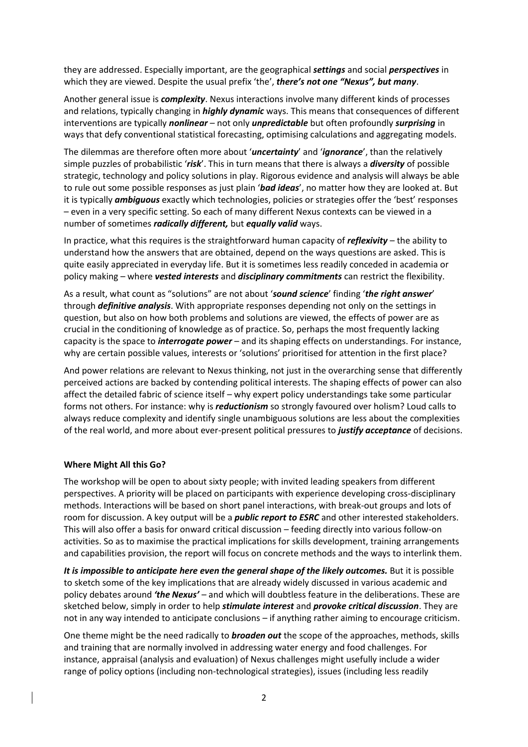they are addressed. Especially important, are the geographical ***settings*** and social ***perspectives*** in which they are viewed. Despite the usual prefix 'the', ***there's not one "Nexus", but many***.

Another general issue is ***complexity***. Nexus interactions involve many different kinds of processes and relations, typically changing in ***highly dynamic*** ways. This means that consequences of different interventions are typically ***nonlinear*** – not only ***unpredictable*** but often profoundly ***surprising*** in ways that defy conventional statistical forecasting, optimising calculations and aggregating models.

The dilemmas are therefore often more about '***uncertainty***' and '***ignorance***', than the relatively simple puzzles of probabilistic '***risk***'. This in turn means that there is always a ***diversity*** of possible strategic, technology and policy solutions in play. Rigorous evidence and analysis will always be able to rule out some possible responses as just plain '***bad ideas***', no matter how they are looked at. But it is typically ***ambiguous*** exactly which technologies, policies or strategies offer the 'best' responses – even in a very specific setting. So each of many different Nexus contexts can be viewed in a number of sometimes ***radically different,*** but ***equally valid*** ways.

In practice, what this requires is the straightforward human capacity of ***reflexivity*** – the ability to understand how the answers that are obtained, depend on the ways questions are asked. This is quite easily appreciated in everyday life. But it is sometimes less readily conceded in academia or policy making – where ***vested interests*** and ***disciplinary commitments*** can restrict the flexibility.

As a result, what count as "solutions" are not about '***sound science***' finding '***the right answer***' through ***definitive analysis***. With appropriate responses depending not only on the settings in question, but also on how both problems and solutions are viewed, the effects of power are as crucial in the conditioning of knowledge as of practice. So, perhaps the most frequently lacking capacity is the space to ***interrogate power*** – and its shaping effects on understandings. For instance, why are certain possible values, interests or 'solutions' prioritised for attention in the first place?

And power relations are relevant to Nexus thinking, not just in the overarching sense that differently perceived actions are backed by contending political interests. The shaping effects of power can also affect the detailed fabric of science itself – why expert policy understandings take some particular forms not others. For instance: why is ***reductionism*** so strongly favoured over holism? Loud calls to always reduce complexity and identify single unambiguous solutions are less about the complexities of the real world, and more about ever-present political pressures to ***justify acceptance*** of decisions.

**Where Might All this Go?**

The workshop will be open to about sixty people; with invited leading speakers from different perspectives. A priority will be placed on participants with experience developing cross-disciplinary methods. Interactions will be based on short panel interactions, with break-out groups and lots of room for discussion. A key output will be a ***public report to ESRC*** and other interested stakeholders. This will also offer a basis for onward critical discussion – feeding directly into various follow-on activities. So as to maximise the practical implications for skills development, training arrangements and capabilities provision, the report will focus on concrete methods and the ways to interlink them.

***It is impossible to anticipate here even the general shape of the likely outcomes.*** But it is possible to sketch some of the key implications that are already widely discussed in various academic and policy debates around ***'the Nexus'*** – and which will doubtless feature in the deliberations. These are sketched below, simply in order to help ***stimulate interest*** and ***provoke critical discussion***. They are not in any way intended to anticipate conclusions – if anything rather aiming to encourage criticism.

One theme might be the need radically to ***broaden out*** the scope of the approaches, methods, skills and training that are normally involved in addressing water energy and food challenges. For instance, appraisal (analysis and evaluation) of Nexus challenges might usefully include a wider range of policy options (including non-technological strategies), issues (including less readily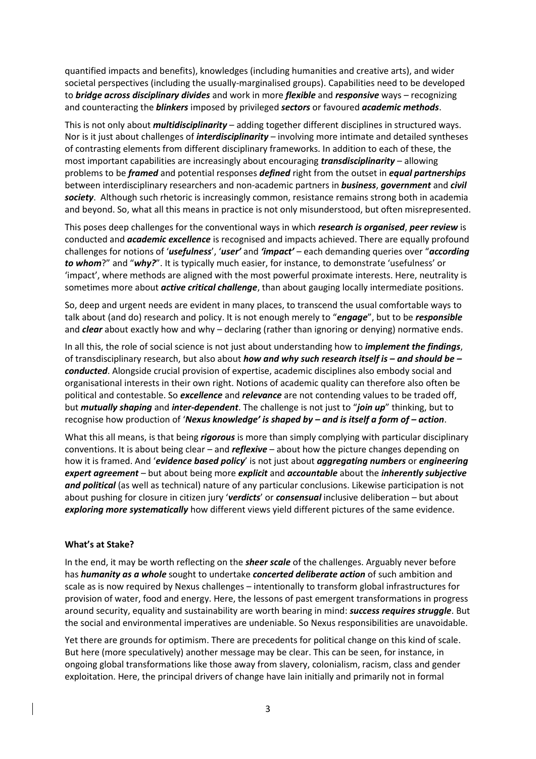quantified impacts and benefits), knowledges (including humanities and creative arts), and wider societal perspectives (including the usually-marginalised groups). Capabilities need to be developed to ***bridge across disciplinary divides*** and work in more ***flexible*** and ***responsive*** ways – recognizing and counteracting the ***blinkers*** imposed by privileged ***sectors*** or favoured ***academic methods***.

This is not only about ***multidisciplinarity*** – adding together different disciplines in structured ways. Nor is it just about challenges of ***interdisciplinarity*** – involving more intimate and detailed syntheses of contrasting elements from different disciplinary frameworks. In addition to each of these, the most important capabilities are increasingly about encouraging ***transdisciplinarity*** – allowing problems to be ***framed*** and potential responses ***defined*** right from the outset in ***equal partnerships*** between interdisciplinary researchers and non-academic partners in ***business***, ***government*** and ***civil society***. Although such rhetoric is increasingly common, resistance remains strong both in academia and beyond. So, what all this means in practice is not only misunderstood, but often misrepresented.

This poses deep challenges for the conventional ways in which ***research is organised***, ***peer review*** is conducted and ***academic excellence*** is recognised and impacts achieved. There are equally profound challenges for notions of '***usefulness***', '***user'*** and ***'impact'*** – each demanding queries over "***according to whom***?" and "***why?***". It is typically much easier, for instance, to demonstrate 'usefulness' or 'impact', where methods are aligned with the most powerful proximate interests. Here, neutrality is sometimes more about ***active critical challenge***, than about gauging locally intermediate positions.

So, deep and urgent needs are evident in many places, to transcend the usual comfortable ways to talk about (and do) research and policy. It is not enough merely to "***engage***", but to be ***responsible*** and ***clear*** about exactly how and why – declaring (rather than ignoring or denying) normative ends.

In all this, the role of social science is not just about understanding how to ***implement the findings***, of transdisciplinary research, but also about ***how and why such research itself is – and should be – conducted***. Alongside crucial provision of expertise, academic disciplines also embody social and organisational interests in their own right. Notions of academic quality can therefore also often be political and contestable. So ***excellence*** and ***relevance*** are not contending values to be traded off, but ***mutually shaping*** and ***inter-dependent***. The challenge is not just to "***join up***" thinking, but to recognise how production of '***Nexus knowledge' is shaped by – and is itself a form of – action***.

What this all means, is that being ***rigorous*** is more than simply complying with particular disciplinary conventions. It is about being clear – and ***reflexive*** – about how the picture changes depending on how it is framed. And '***evidence based policy***' is not just about ***aggregating numbers*** or ***engineering expert agreement*** – but about being more ***explicit*** and ***accountable*** about the ***inherently subjective and political*** (as well as technical) nature of any particular conclusions. Likewise participation is not about pushing for closure in citizen jury '***verdicts***' or ***consensual*** inclusive deliberation – but about ***exploring more systematically*** how different views yield different pictures of the same evidence.

**What's at Stake?**

In the end, it may be worth reflecting on the ***sheer scale*** of the challenges. Arguably never before has ***humanity as a whole*** sought to undertake ***concerted deliberate action*** of such ambition and scale as is now required by Nexus challenges – intentionally to transform global infrastructures for provision of water, food and energy. Here, the lessons of past emergent transformations in progress around security, equality and sustainability are worth bearing in mind: ***success requires struggle***. But the social and environmental imperatives are undeniable. So Nexus responsibilities are unavoidable.

Yet there are grounds for optimism. There are precedents for political change on this kind of scale. But here (more speculatively) another message may be clear. This can be seen, for instance, in ongoing global transformations like those away from slavery, colonialism, racism, class and gender exploitation. Here, the principal drivers of change have lain initially and primarily not in formal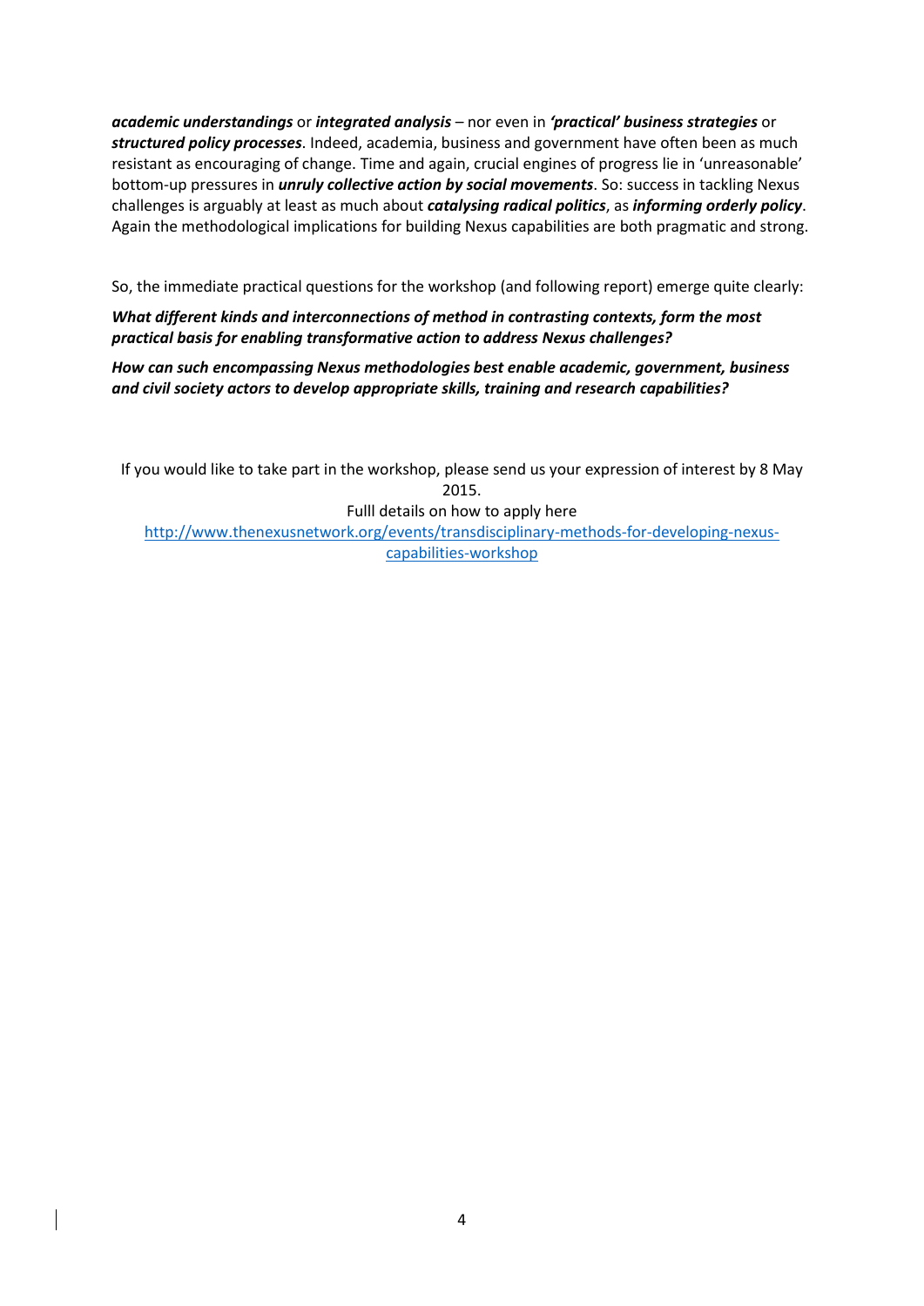***academic understandings*** or ***integrated analysis*** – nor even in ***'practical' business strategies*** or ***structured policy processes***. Indeed, academia, business and government have often been as much resistant as encouraging of change. Time and again, crucial engines of progress lie in 'unreasonable' bottom-up pressures in ***unruly collective action by social movements***. So: success in tackling Nexus challenges is arguably at least as much about ***catalysing radical politics***, as ***informing orderly policy***. Again the methodological implications for building Nexus capabilities are both pragmatic and strong.

So, the immediate practical questions for the workshop (and following report) emerge quite clearly:

***What different kinds and interconnections of method in contrasting contexts, form the most practical basis for enabling transformative action to address Nexus challenges?***

***How can such encompassing Nexus methodologies best enable academic, government, business and civil society actors to develop appropriate skills, training and research capabilities?***

If you would like to take part in the workshop, please send us your expression of interest by 8 May 2015.

Fulll details on how to apply here

[http://www.thenexusnetwork.org/events/transdisciplinary-methods-for-developing-nexus-capabilities-workshop](http://www.thenexusnetwork.org/events/transdisciplinary-methods-for-developing-nexus-capabilities-workshop)